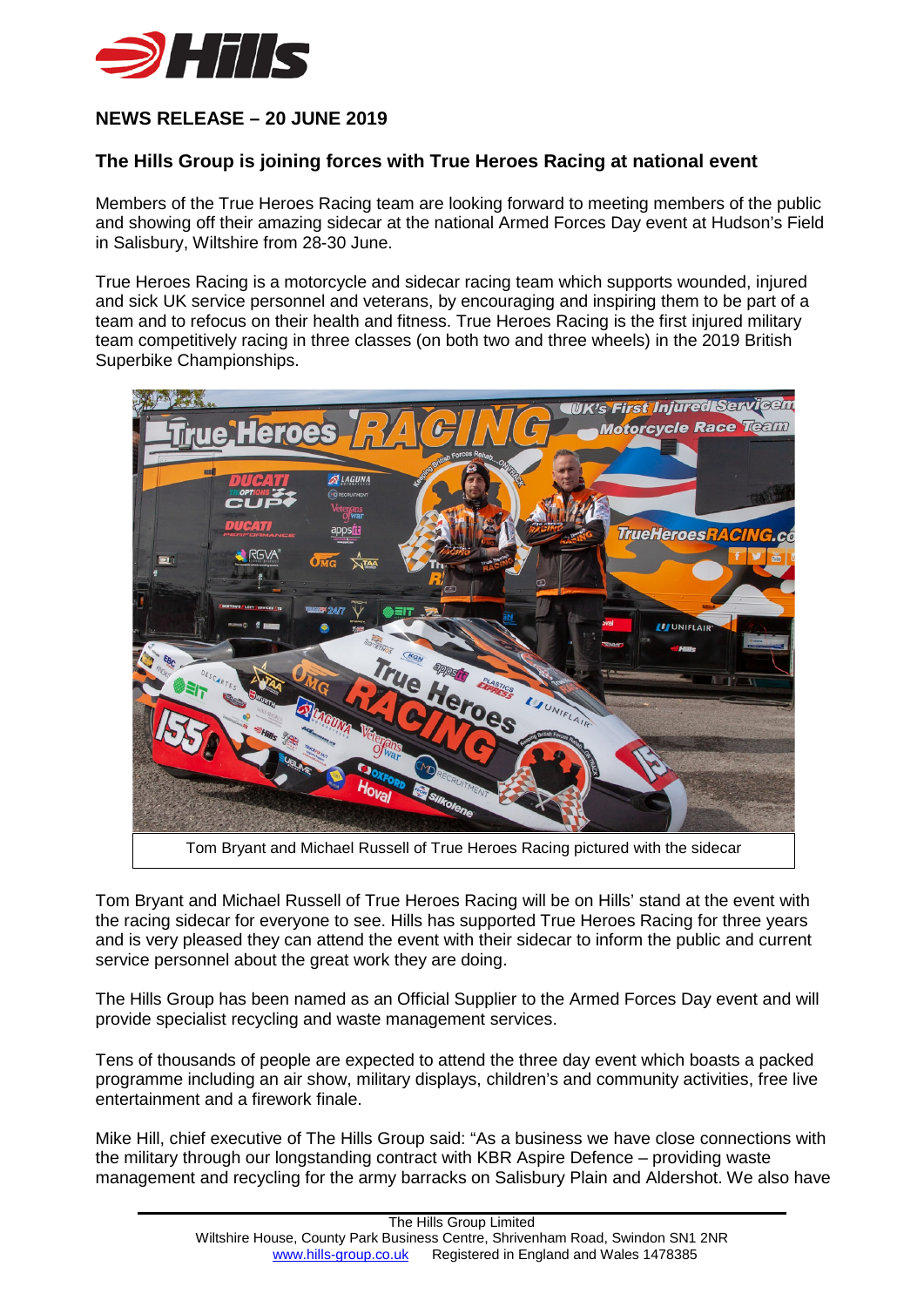**NEWS RELEASE – 20 JUNE 2019**

## The Hills Group is joining forces with True Heroes Racing at national event

Members of the True Heroes Racing team are looking forward to meeting members of the public and showing off their amazing sidecar at the national Armed Forces Day event at Hudson's Field in Salisbury, Wiltshire from 28-30 June.

True Heroes Racing is a motorcycle and sidecar racing team which supports wounded, injured and sick UK service personnel and veterans, by encouraging and inspiring them to be part of a team and to refocus on their health and fitness. True Heroes Racing is the first injured military team competitively racing in three classes (on both two and three wheels) in the 2019 British Superbike Championships.

Tom Bryant and Michael Russell of True Heroes Racing pictured with the sidecar

Tom Bryant and Michael Russell of True Heroes Racing will be on Hills' stand at the event with the racing sidecar for everyone to see. Hills has supported True Heroes Racing for three years and is very pleased they can attend the event with their sidecar to inform the public and current service personnel about the great work they are doing.

The Hills Group has been named as an Official Supplier to the Armed Forces Day event and will provide specialist recycling and waste management services.

Tens of thousands of people are expected to attend the three day event which boasts a packed programme including an air show, military displays, children's and community activities, free live entertainment and a firework finale.

Mike Hill, chief executive of The Hills Group said: "As a business we have close connections with the military through our longstanding contract with KBR Aspire Defence – providing waste management and recycling for the army barracks on Salisbury Plain and Aldershot. We also have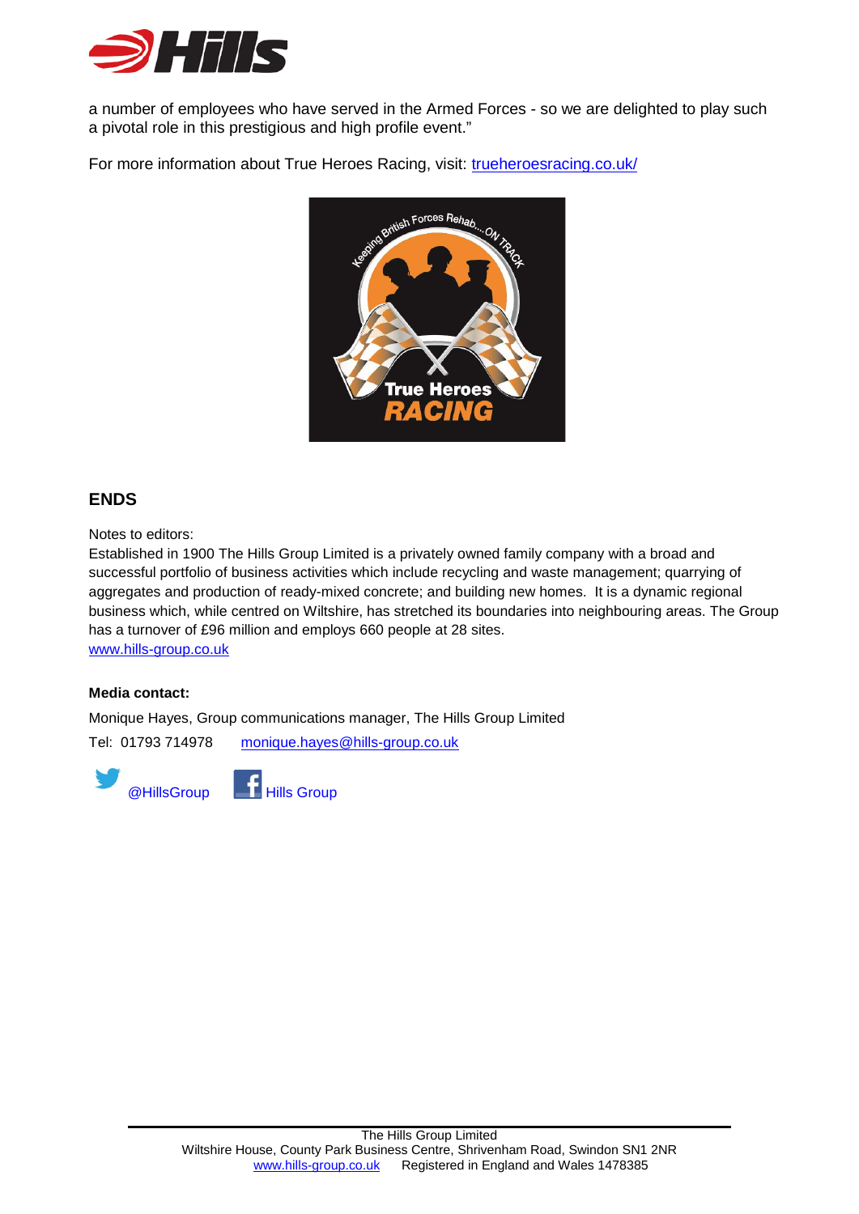a number of employees who have served in the Armed Forces - so we are delighted to play such a pivotal role in this prestigious and high profile event."

For more information about True Heroes Racing, visit: trueheroesracing.co.uk/

## ENDS

Notes to editors:
Established in 1900 The Hills Group Limited is a privately owned family company with a broad and successful portfolio of business activities which include recycling and waste management; quarrying of aggregates and production of ready-mixed concrete; and building new homes. It is a dynamic regional business which, while centred on Wiltshire, has stretched its boundaries into neighbouring areas. The Group has a turnover of £96 million and employs 660 people at 28 sites.
www.hills-group.co.uk

**Media contact:**

Monique Hayes, Group communications manager, The Hills Group Limited

Tel: 01793 714978 monique.hayes@hills-group.co.uk

@HillsGroup Hills Group